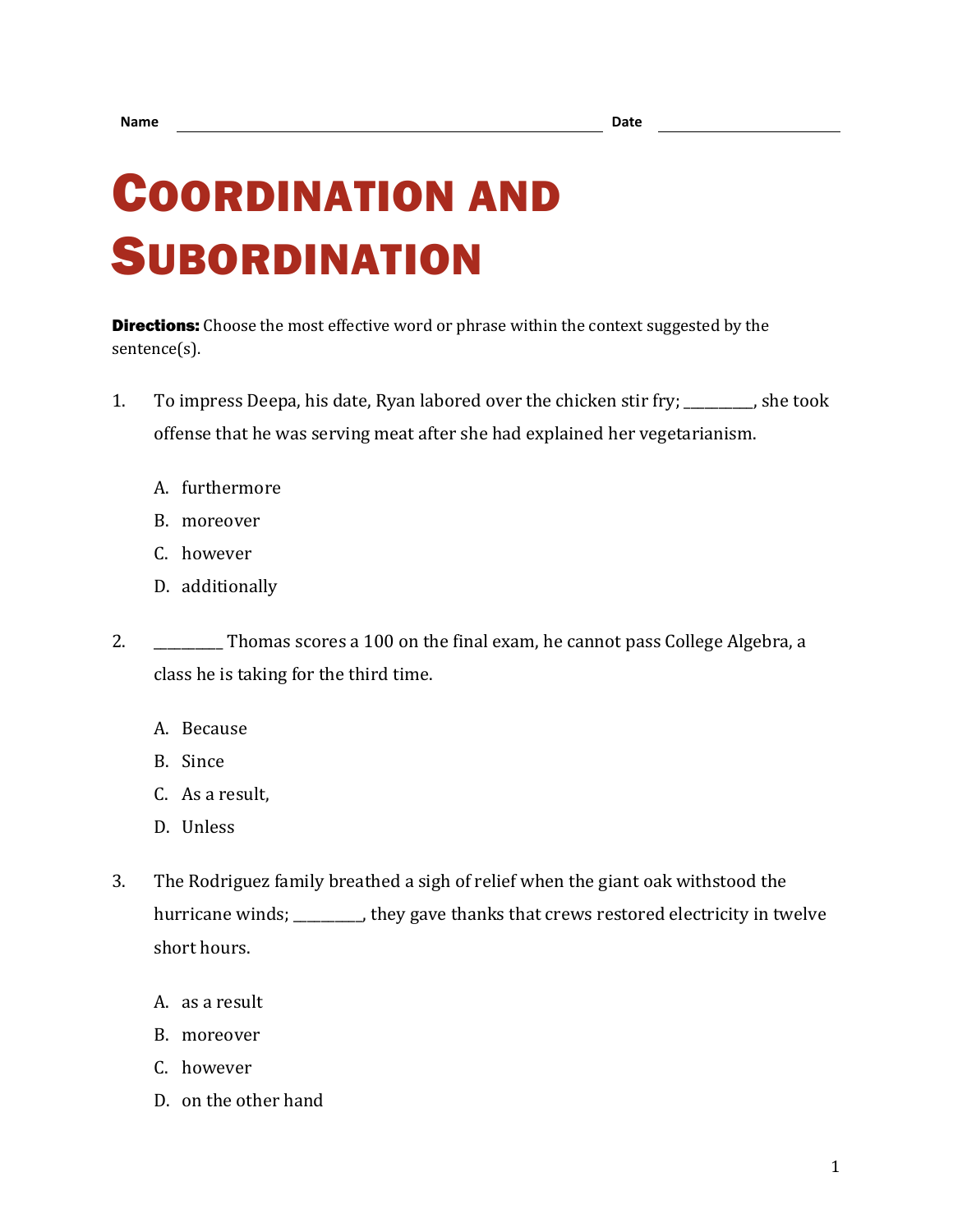Name \_\_\_\_\_\_\_\_\_\_\_\_\_\_\_\_\_\_\_\_\_\_\_\_\_\_\_\_\_\_\_\_\_\_\_\_\_\_\_\_ Date \_\_\_\_\_\_\_\_\_\_\_\_\_\_\_\_\_\_

# Coordination and Subordination

**Directions:** Choose the most effective word or phrase within the context suggested by the sentence(s).

1. To impress Deepa, his date, Ryan labored over the chicken stir fry; __________, she took offense that he was serving meat after she had explained her vegetarianism.

   A. furthermore

   B. moreover

   C. however

   D. additionally

2. __________ Thomas scores a 100 on the final exam, he cannot pass College Algebra, a class he is taking for the third time.

   A. Because

   B. Since

   C. As a result,

   D. Unless

3. The Rodriguez family breathed a sigh of relief when the giant oak withstood the hurricane winds; __________, they gave thanks that crews restored electricity in twelve short hours.

   A. as a result

   B. moreover

   C. however

   D. on the other hand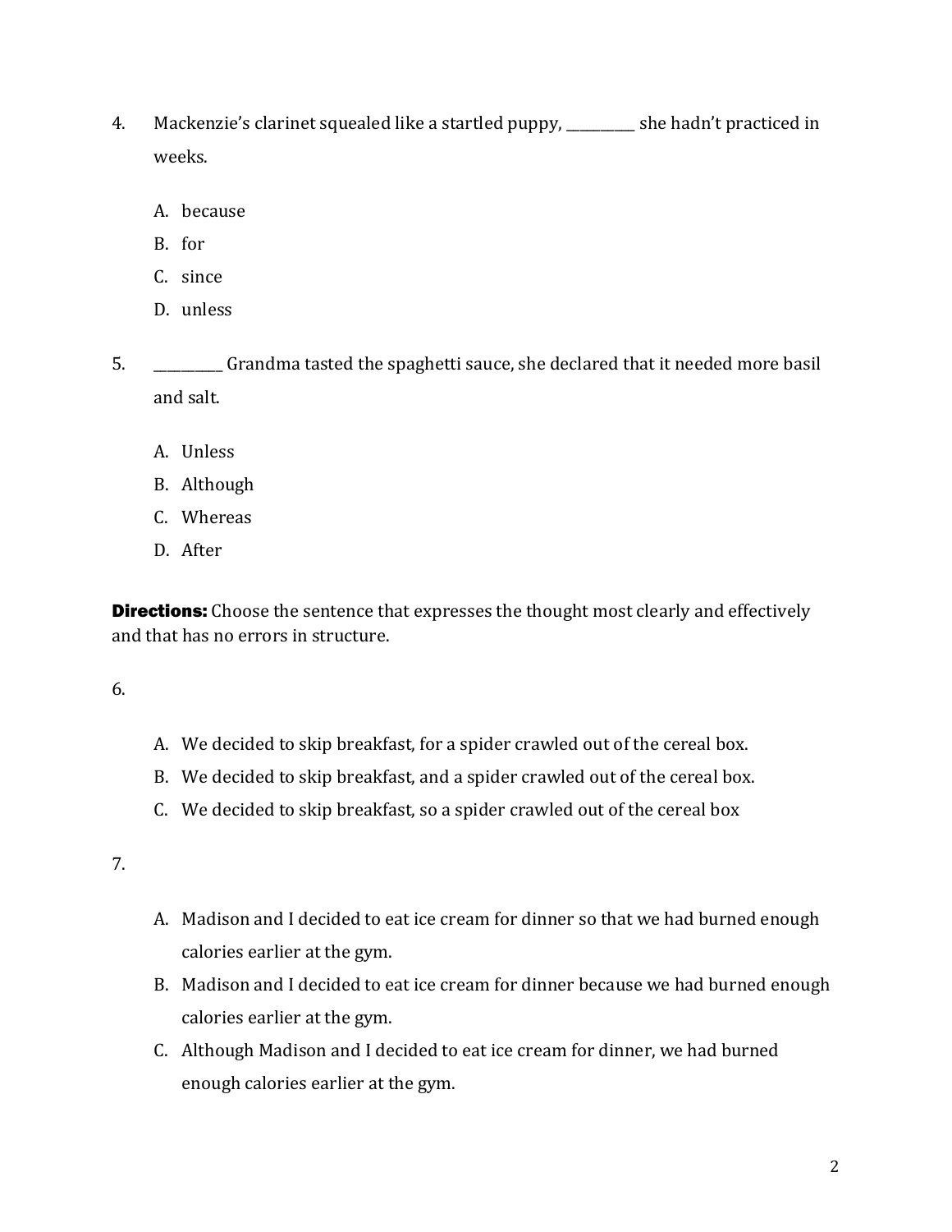4. Mackenzie's clarinet squealed like a startled puppy, __________ she hadn't practiced in weeks.

   A. because
   B. for
   C. since
   D. unless

5. __________ Grandma tasted the spaghetti sauce, she declared that it needed more basil and salt.

   A. Unless
   B. Although
   C. Whereas
   D. After

**Directions:** Choose the sentence that expresses the thought most clearly and effectively and that has no errors in structure.

6.

   A. We decided to skip breakfast, for a spider crawled out of the cereal box.
   B. We decided to skip breakfast, and a spider crawled out of the cereal box.
   C. We decided to skip breakfast, so a spider crawled out of the cereal box

7.

   A. Madison and I decided to eat ice cream for dinner so that we had burned enough calories earlier at the gym.
   B. Madison and I decided to eat ice cream for dinner because we had burned enough calories earlier at the gym.
   C. Although Madison and I decided to eat ice cream for dinner, we had burned enough calories earlier at the gym.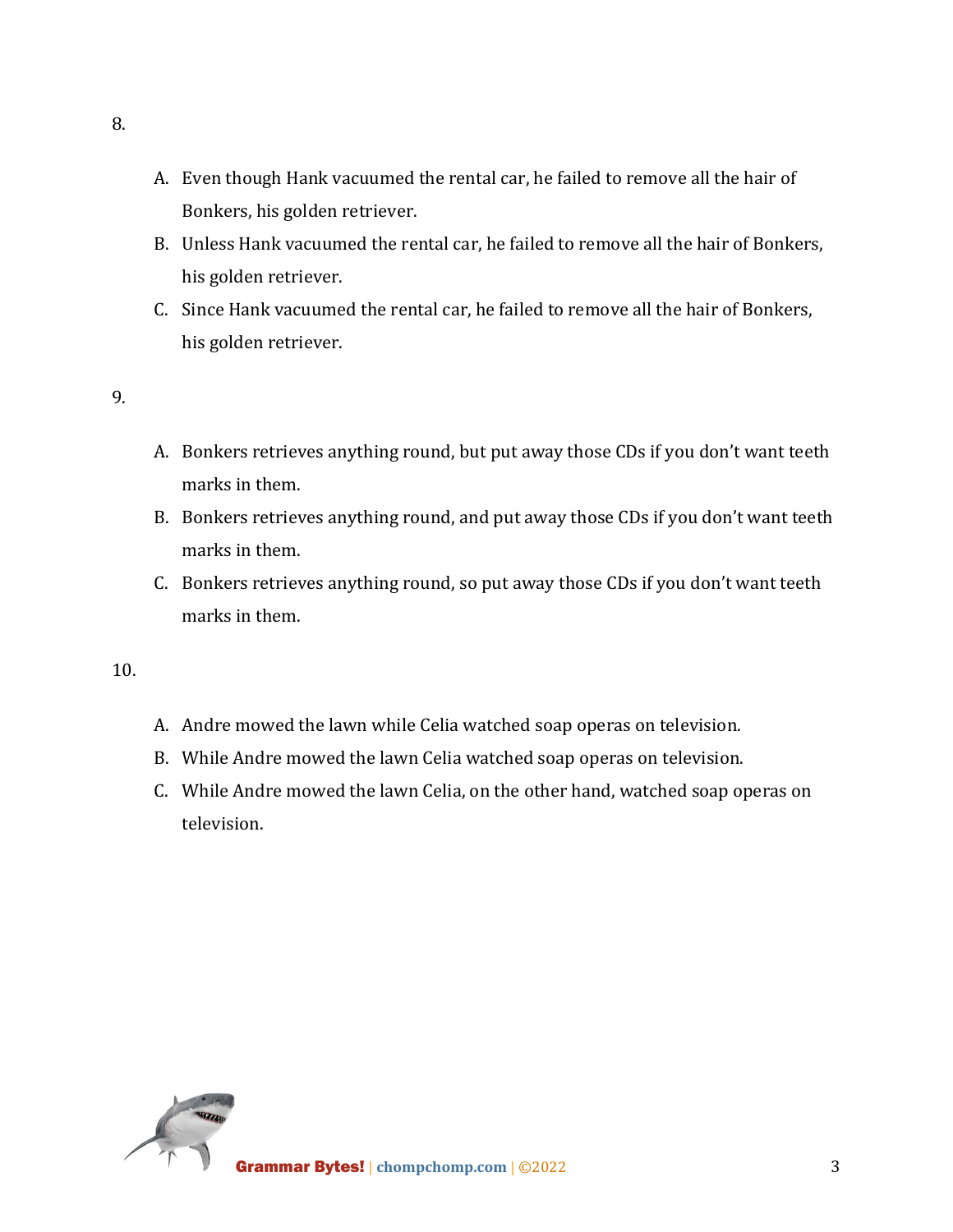8.

A. Even though Hank vacuumed the rental car, he failed to remove all the hair of Bonkers, his golden retriever.
B. Unless Hank vacuumed the rental car, he failed to remove all the hair of Bonkers, his golden retriever.
C. Since Hank vacuumed the rental car, he failed to remove all the hair of Bonkers, his golden retriever.

9.

A. Bonkers retrieves anything round, but put away those CDs if you don't want teeth marks in them.
B. Bonkers retrieves anything round, and put away those CDs if you don't want teeth marks in them.
C. Bonkers retrieves anything round, so put away those CDs if you don't want teeth marks in them.

10.

A. Andre mowed the lawn while Celia watched soap operas on television.
B. While Andre mowed the lawn Celia watched soap operas on television.
C. While Andre mowed the lawn Celia, on the other hand, watched soap operas on television.